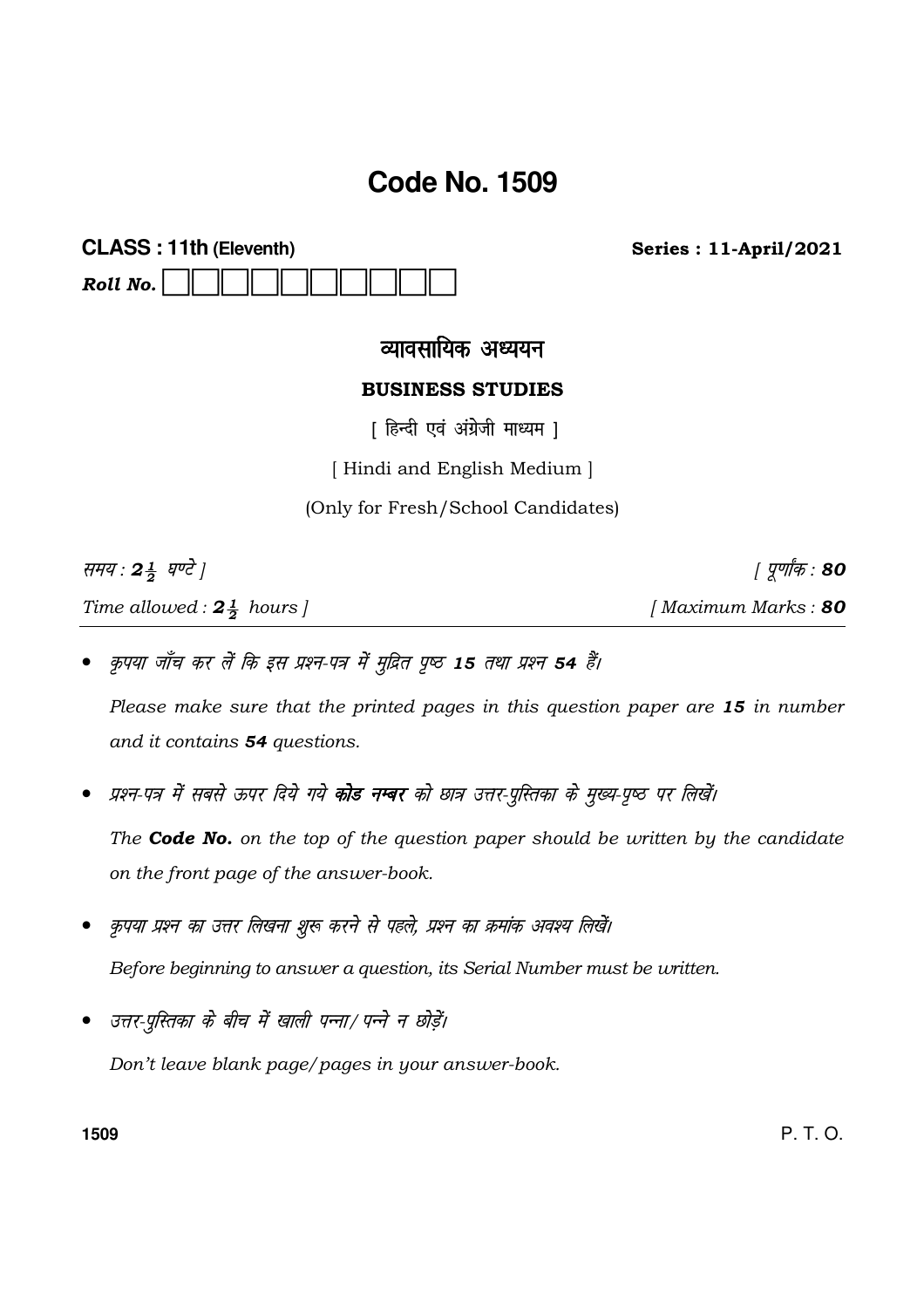# Code No. 1509

**CLASS : 11th (Eleventh)** **Series : 11-April/2021**

***Roll No.*** ☐☐☐☐☐☐☐☐☐☐

## व्यावसायिक अध्ययन

### BUSINESS STUDIES

[ हिन्दी एवं अंग्रेजी माध्यम ]

[ Hindi and English Medium ]

(Only for Fresh/School Candidates)

*समय : $2\frac{1}{2}$ घण्टे ]* *[ पूर्णांक : **80***

*Time allowed : $2\frac{1}{2}$ hours ]* *[ Maximum Marks : **80***

- *कृपया जाँच कर लें कि इस प्रश्न-पत्र में मुद्रित पृष्ठ **15** तथा प्रश्न **54** हैं।*

  *Please make sure that the printed pages in this question paper are **15** in number and it contains **54** questions.*

- *प्रश्न-पत्र में सबसे ऊपर दिये गये **कोड नम्बर** को छात्र उत्तर-पुस्तिका के मुख्य-पृष्ठ पर लिखें।*

  *The **Code No.** on the top of the question paper should be written by the candidate on the front page of the answer-book.*

- *कृपया प्रश्न का उत्तर लिखना शुरू करने से पहले, प्रश्न का क्रमांक अवश्य लिखें।*

  *Before beginning to answer a question, its Serial Number must be written.*

- *उत्तर-पुस्तिका के बीच में खाली पन्ना/ पन्ने न छोड़ें।*

  *Don't leave blank page/pages in your answer-book.*

P. T. O.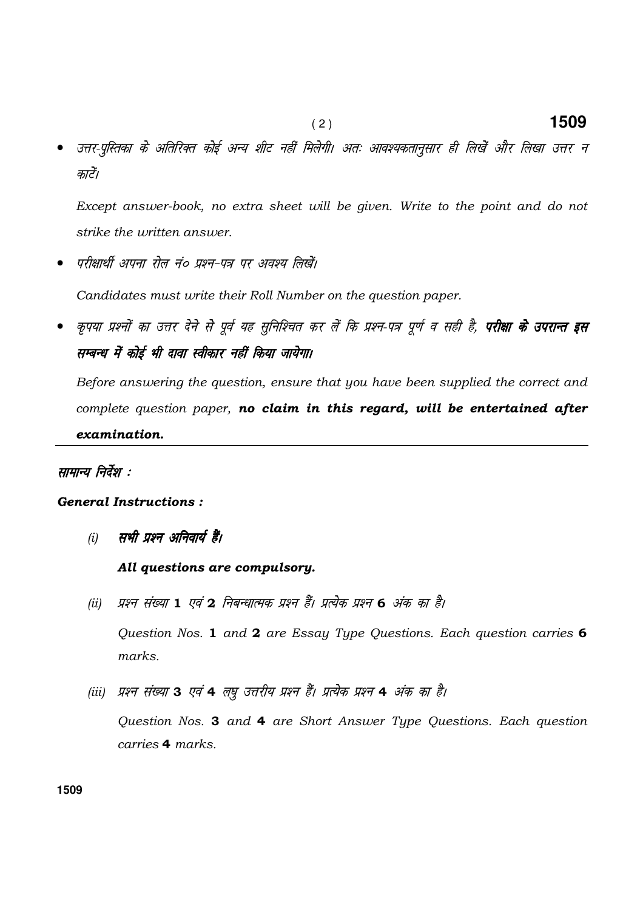- *उत्तर-पुस्तिका के अतिरिक्त कोई अन्य शीट नहीं मिलेगी। अतः आवश्यकतानुसार ही लिखें और लिखा उत्तर न काटें।*

  *Except answer-book, no extra sheet will be given. Write to the point and do not strike the written answer.*

- *परीक्षार्थी अपना रोल नं० प्रश्न-पत्र पर अवश्य लिखें।*

  *Candidates must write their Roll Number on the question paper.*

- *कृपया प्रश्नों का उत्तर देने से पूर्व यह सुनिश्चित कर लें कि प्रश्न-पत्र पूर्ण व सही है,* ***परीक्षा के उपरान्त इस सम्बन्ध में कोई भी दावा स्वीकार नहीं किया जायेगा।***

  *Before answering the question, ensure that you have been supplied the correct and complete question paper,* ***no claim in this regard, will be entertained after examination.***

---

*सामान्य निर्देश :*

***General Instructions :***

(i) ***सभी प्रश्न अनिवार्य हैं।***

***All questions are compulsory.***

(ii) *प्रश्न संख्या* **1** *एवं* **2** *निबन्धात्मक प्रश्न हैं। प्रत्येक प्रश्न* **6** *अंक का है।*

*Question Nos.* **1** *and* **2** *are Essay Type Questions. Each question carries* **6** *marks.*

(iii) *प्रश्न संख्या* **3** *एवं* **4** *लघु उत्तरीय प्रश्न हैं। प्रत्येक प्रश्न* **4** *अंक का है।*

*Question Nos.* **3** *and* **4** *are Short Answer Type Questions. Each question carries* **4** *marks.*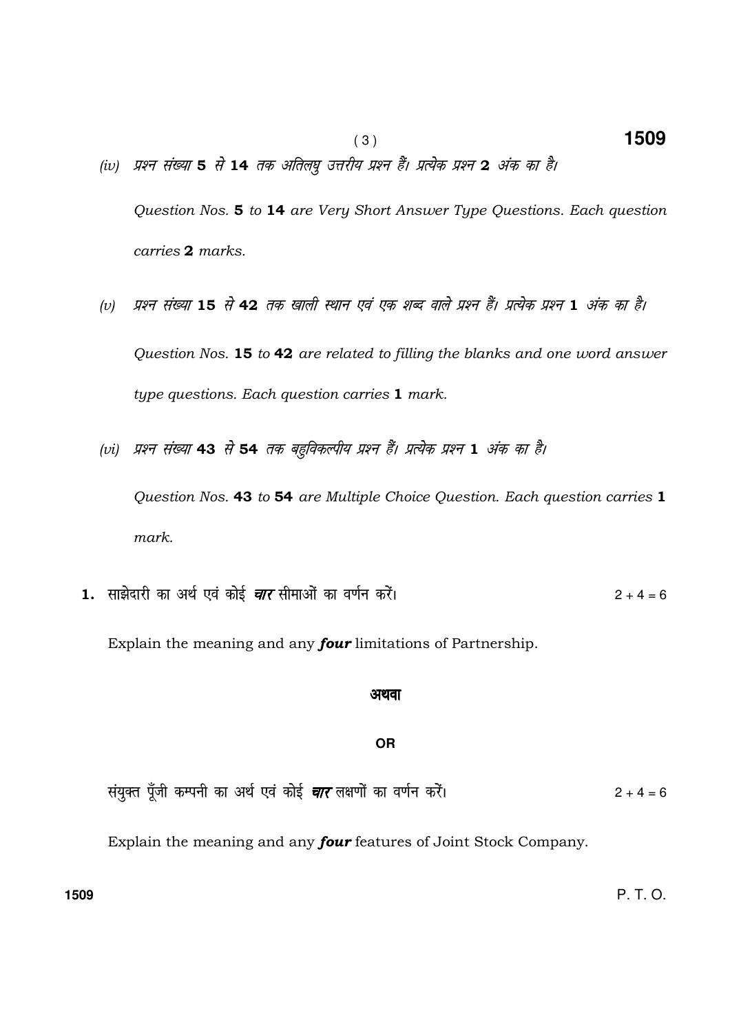(iv) प्रश्न संख्या **5** से **14** तक अतिलघु उत्तरीय प्रश्न हैं। प्रत्येक प्रश्न **2** अंक का है।

*Question Nos.* **5** *to* **14** *are Very Short Answer Type Questions. Each question carries* **2** *marks.*

(v) प्रश्न संख्या **15** से **42** तक खाली स्थान एवं एक शब्द वाले प्रश्न हैं। प्रत्येक प्रश्न **1** अंक का है।

*Question Nos.* **15** *to* **42** *are related to filling the blanks and one word answer type questions. Each question carries* **1** *mark.*

(vi) प्रश्न संख्या **43** से **54** तक बहुविकल्पीय प्रश्न हैं। प्रत्येक प्रश्न **1** अंक का है।

*Question Nos.* **43** *to* **54** *are Multiple Choice Question. Each question carries* **1** *mark.*

**1.** साझेदारी का अर्थ एवं कोई ***चार*** सीमाओं का वर्णन करें। 2 + 4 = 6

Explain the meaning and any ***four*** limitations of Partnership.

**अथवा**

**OR**

संयुक्त पूँजी कम्पनी का अर्थ एवं कोई ***चार*** लक्षणों का वर्णन करें। 2 + 4 = 6

Explain the meaning and any ***four*** features of Joint Stock Company.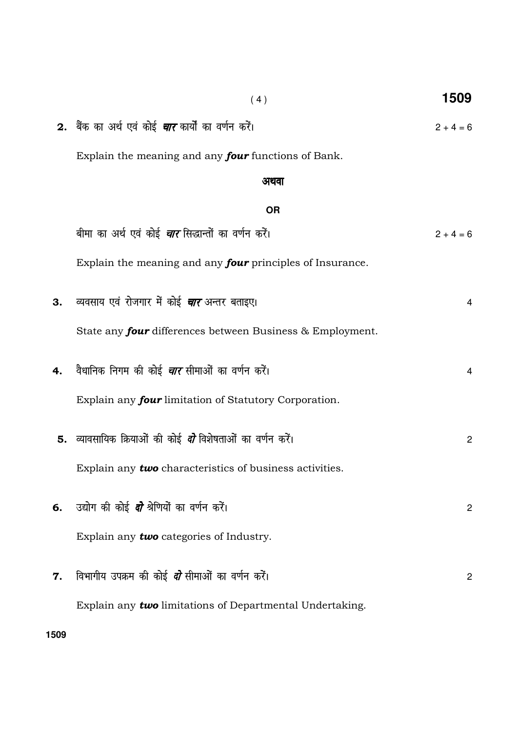**2.** बैंक का अर्थ एवं कोई ***चार*** कार्यों का वर्णन करें। $2 + 4 = 6$

Explain the meaning and any ***four*** functions of Bank.

**अथवा**

**OR**

बीमा का अर्थ एवं कोई ***चार*** सिद्धान्तों का वर्णन करें। $2 + 4 = 6$

Explain the meaning and any ***four*** principles of Insurance.

**3.** व्यवसाय एवं रोजगार में कोई ***चार*** अन्तर बताइए। 4

State any ***four*** differences between Business & Employment.

**4.** वैधानिक निगम की कोई ***चार*** सीमाओं का वर्णन करें। 4

Explain any ***four*** limitation of Statutory Corporation.

**5.** व्यावसायिक क्रियाओं की कोई ***दो*** विशेषताओं का वर्णन करें। 2

Explain any ***two*** characteristics of business activities.

**6.** उद्योग की कोई ***दो*** श्रेणियों का वर्णन करें। 2

Explain any ***two*** categories of Industry.

**7.** विभागीय उपक्रम की कोई ***दो*** सीमाओं का वर्णन करें। 2

Explain any ***two*** limitations of Departmental Undertaking.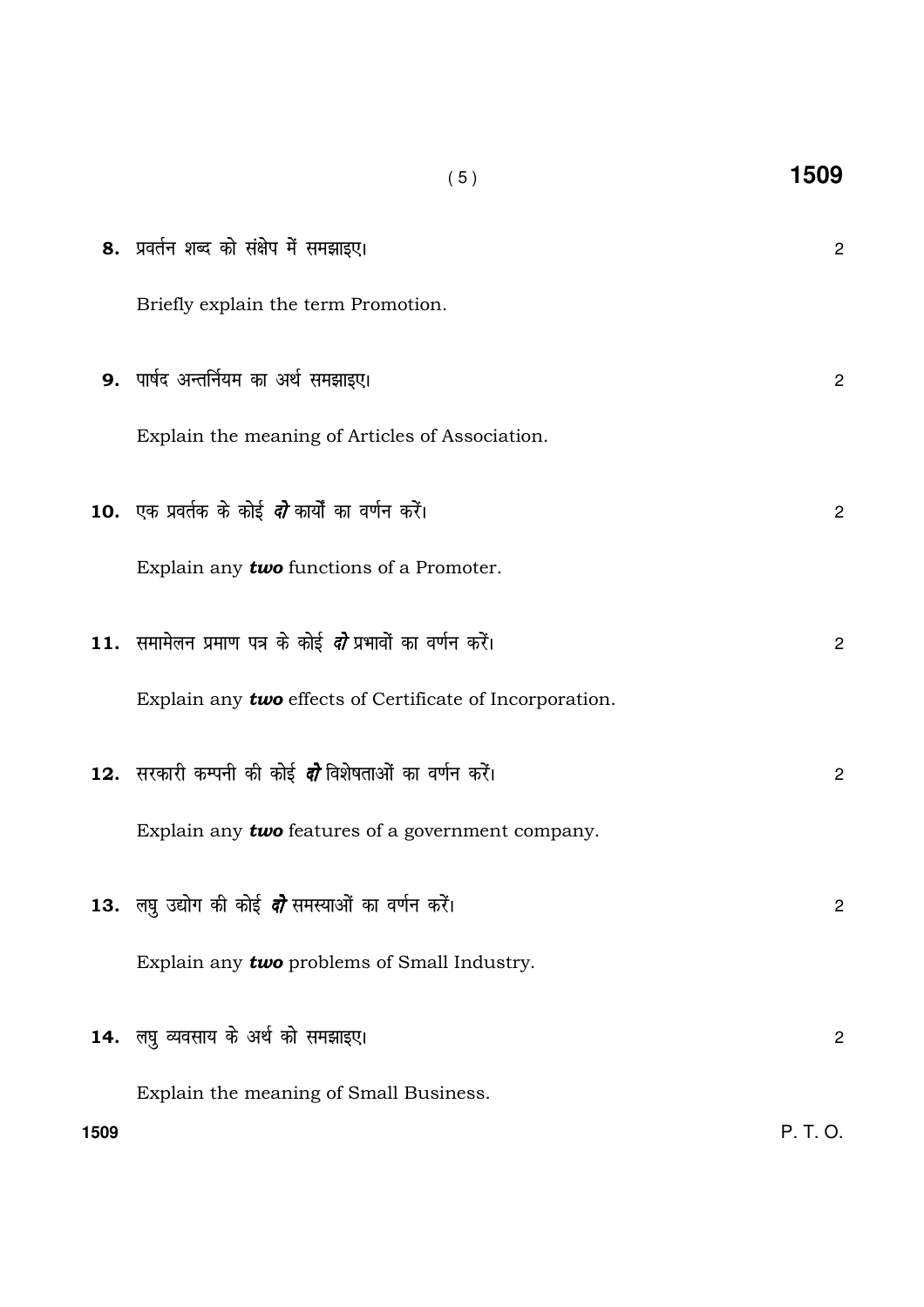**8.** प्रवर्तन शब्द को संक्षेप में समझाइए। 2

Briefly explain the term Promotion.

**9.** पार्षद अन्तर्नियम का अर्थ समझाइए। 2

Explain the meaning of Articles of Association.

**10.** एक प्रवर्तक के कोई ***दो*** कार्यों का वर्णन करें। 2

Explain any ***two*** functions of a Promoter.

**11.** समामेलन प्रमाण पत्र के कोई ***दो*** प्रभावों का वर्णन करें। 2

Explain any ***two*** effects of Certificate of Incorporation.

**12.** सरकारी कम्पनी की कोई ***दो*** विशेषताओं का वर्णन करें। 2

Explain any ***two*** features of a government company.

**13.** लघु उद्योग की कोई ***दो*** समस्याओं का वर्णन करें। 2

Explain any ***two*** problems of Small Industry.

**14.** लघु व्यवसाय के अर्थ को समझाइए। 2

Explain the meaning of Small Business.

P. T. O.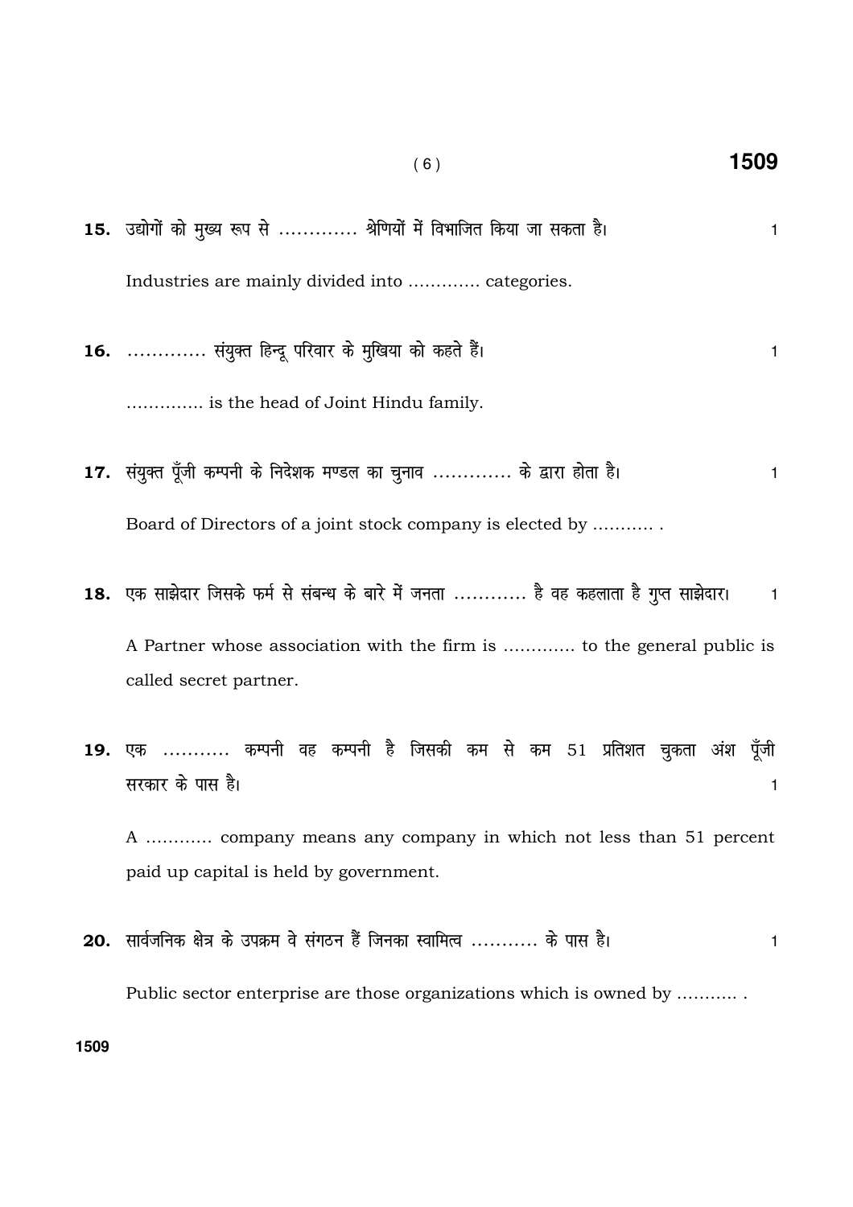**15.** उद्योगों को मुख्य रूप से ............. श्रेणियों में विभाजित किया जा सकता है। 1

Industries are mainly divided into ............. categories.

**16.** ............. संयुक्त हिन्दू परिवार के मुखिया को कहते हैं। 1

.............. is the head of Joint Hindu family.

**17.** संयुक्त पूँजी कम्पनी के निदेशक मण्डल का चुनाव ............. के द्वारा होता है। 1

Board of Directors of a joint stock company is elected by ........... .

**18.** एक साझेदार जिसके फर्म से संबन्ध के बारे में जनता ............ है वह कहलाता है गुप्त साझेदार। 1

A Partner whose association with the firm is ............. to the general public is called secret partner.

**19.** एक ........... कम्पनी वह कम्पनी है जिसकी कम से कम 51 प्रतिशत चुकता अंश पूँजी सरकार के पास है। 1

A ............ company means any company in which not less than 51 percent paid up capital is held by government.

**20.** सार्वजनिक क्षेत्र के उपक्रम वे संगठन हैं जिनका स्वामित्व ........... के पास है। 1

Public sector enterprise are those organizations which is owned by ........... .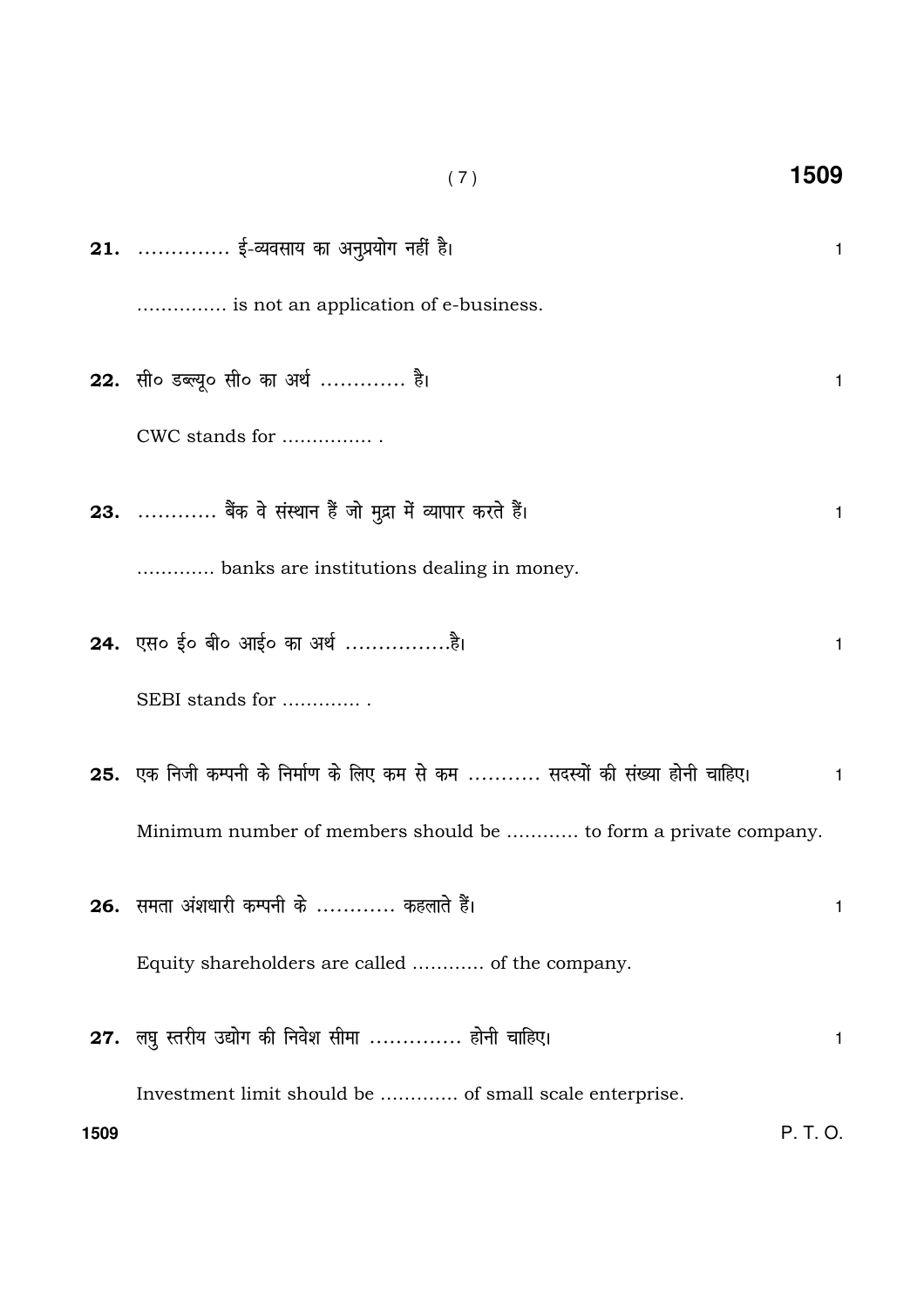**21.** .............. ई-व्यवसाय का अनुप्रयोग नहीं है। 1

............... is not an application of e-business.

**22.** सी० डब्ल्यू० सी० का अर्थ ............. है। 1

CWC stands for ............... .

**23.** ............ बैंक वे संस्थान हैं जो मुद्रा में व्यापार करते हैं। 1

............. banks are institutions dealing in money.

**24.** एस० ई० बी० आई० का अर्थ ................है। 1

SEBI stands for ............. .

**25.** एक निजी कम्पनी के निर्माण के लिए कम से कम ........... सदस्यों की संख्या होनी चाहिए। 1

Minimum number of members should be ........... to form a private company.

**26.** समता अंशधारी कम्पनी के ............ कहलाते हैं। 1

Equity shareholders are called ............ of the company.

**27.** लघु स्तरीय उद्योग की निवेश सीमा .............. होनी चाहिए। 1

Investment limit should be ............. of small scale enterprise.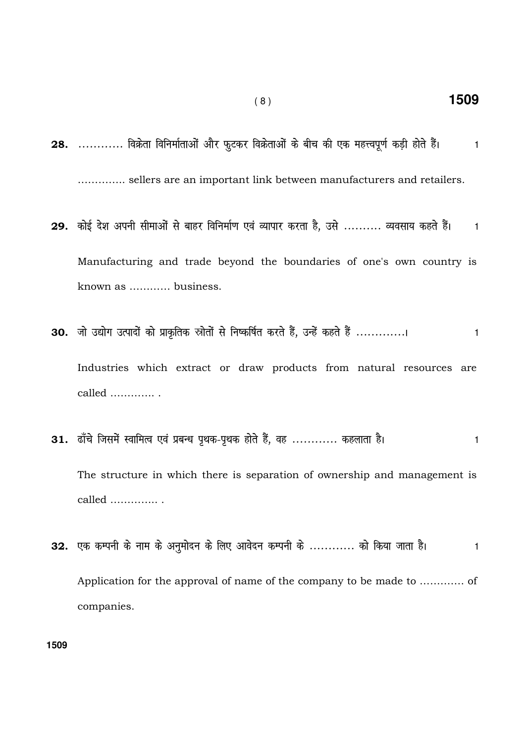**28.** ………… विक्रेता विनिर्माताओं और फुटकर विक्रेताओं के बीच की एक महत्त्वपूर्ण कड़ी होते हैं। 1

………….. sellers are an important link between manufacturers and retailers.

**29.** कोई देश अपनी सीमाओं से बाहर विनिर्माण एवं व्यापार करता है, उसे ………. व्यवसाय कहते हैं। 1

Manufacturing and trade beyond the boundaries of one's own country is known as ………… business.

**30.** जो उद्योग उत्पादों को प्राकृतिक स्रोतों से निष्कर्षित करते हैं, उन्हें कहते हैं ………….। 1

Industries which extract or draw products from natural resources are called …………. .

**31.** ढाँचे जिसमें स्वामित्व एवं प्रबन्ध पृथक-पृथक होते हैं, वह ………… कहलाता है। 1

The structure in which there is separation of ownership and management is called ………….. .

**32.** एक कम्पनी के नाम के अनुमोदन के लिए आवेदन कम्पनी के ………… को किया जाता है। 1

Application for the approval of name of the company to be made to ………… of companies.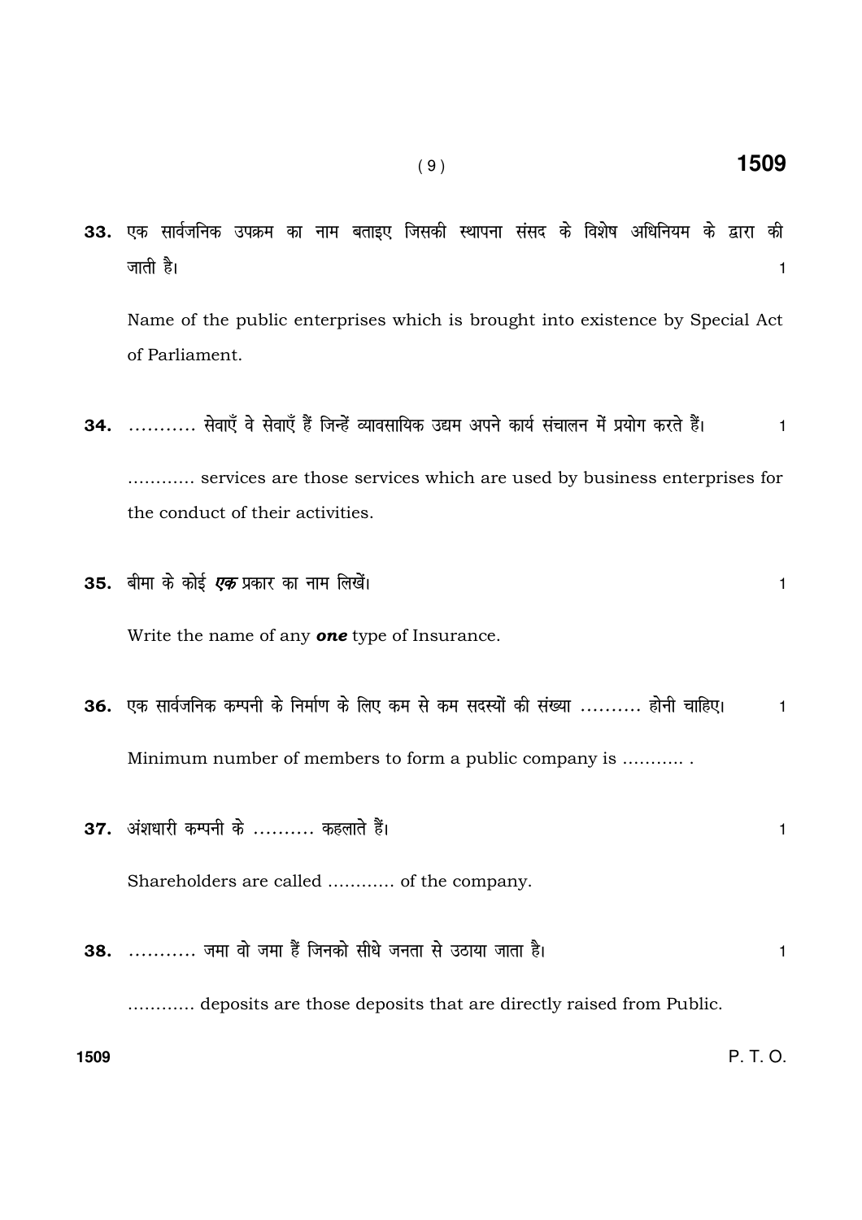**33.** एक सार्वजनिक उपक्रम का नाम बताइए जिसकी स्थापना संसद के विशेष अधिनियम के द्वारा की जाती है। 1

Name of the public enterprises which is brought into existence by Special Act of Parliament.

**34.** ........... सेवाएँ वे सेवाएँ हैं जिन्हें व्यावसायिक उद्यम अपने कार्य संचालन में प्रयोग करते हैं। 1

............ services are those services which are used by business enterprises for the conduct of their activities.

**35.** बीमा के कोई ***एक*** प्रकार का नाम लिखें। 1

Write the name of any ***one*** type of Insurance.

**36.** एक सार्वजनिक कम्पनी के निर्माण के लिए कम से कम सदस्यों की संख्या .......... होनी चाहिए। 1

Minimum number of members to form a public company is ........... .

**37.** अंशधारी कम्पनी के .......... कहलाते हैं। 1

Shareholders are called ............ of the company.

**38.** ........... जमा वो जमा हैं जिनको सीधे जनता से उठाया जाता है। 1

............ deposits are those deposits that are directly raised from Public.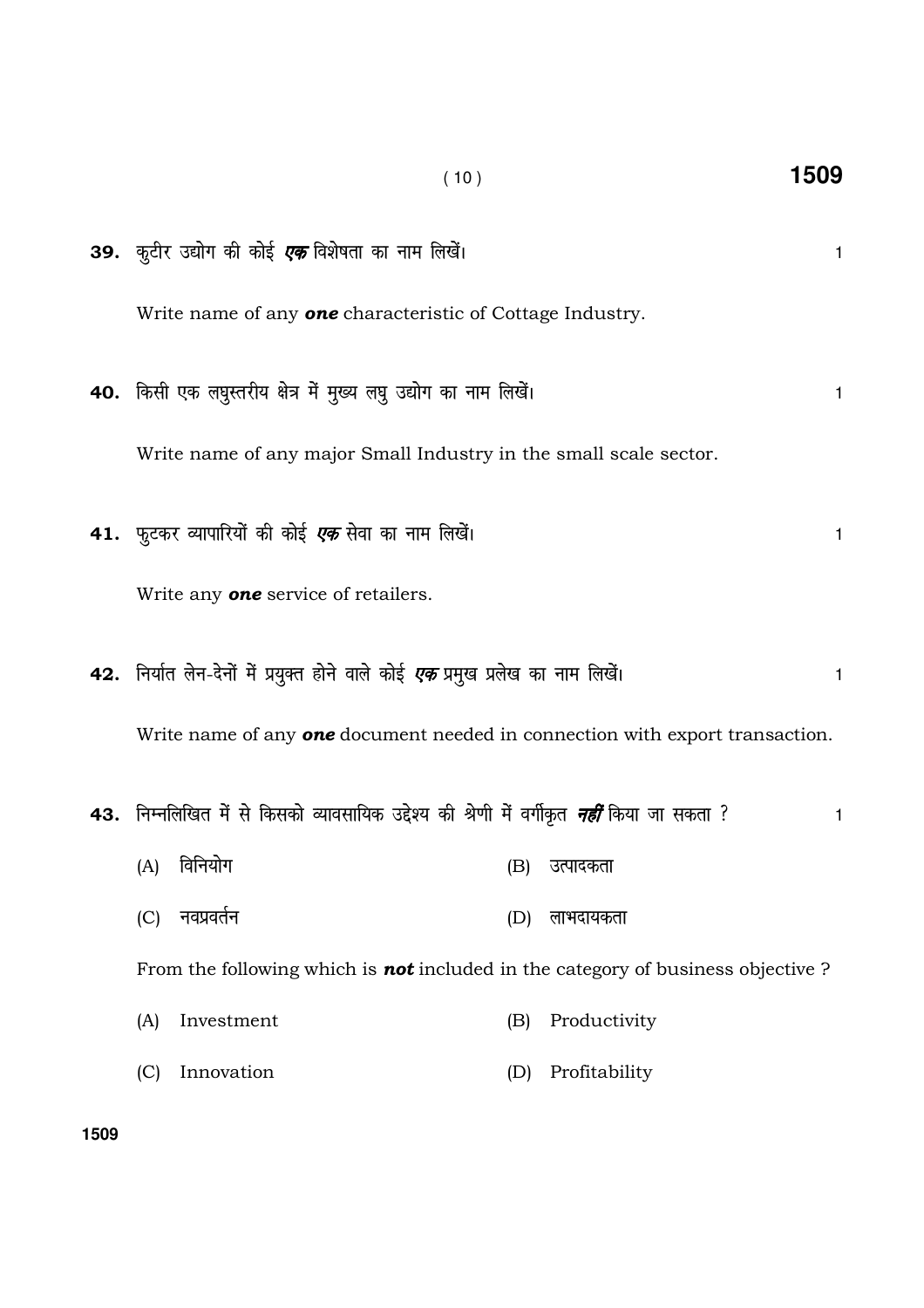39. कुटीर उद्योग की कोई ***एक*** विशेषता का नाम लिखें। 1

Write name of any ***one*** characteristic of Cottage Industry.

40. किसी एक लघुस्तरीय क्षेत्र में मुख्य लघु उद्योग का नाम लिखें। 1

Write name of any major Small Industry in the small scale sector.

41. फुटकर व्यापारियों की कोई ***एक*** सेवा का नाम लिखें। 1

Write any ***one*** service of retailers.

42. निर्यात लेन-देनों में प्रयुक्त होने वाले कोई ***एक*** प्रमुख प्रलेख का नाम लिखें। 1

Write name of any ***one*** document needed in connection with export transaction.

43. निम्नलिखित में से किसको व्यावसायिक उद्देश्य की श्रेणी में वर्गीकृत ***नहीं*** किया जा सकता ? 1

(A) विनियोग
(B) उत्पादकता
(C) नवप्रवर्तन
(D) लाभदायकता

From the following which is ***not*** included in the category of business objective ?

(A) Investment
(B) Productivity
(C) Innovation
(D) Profitability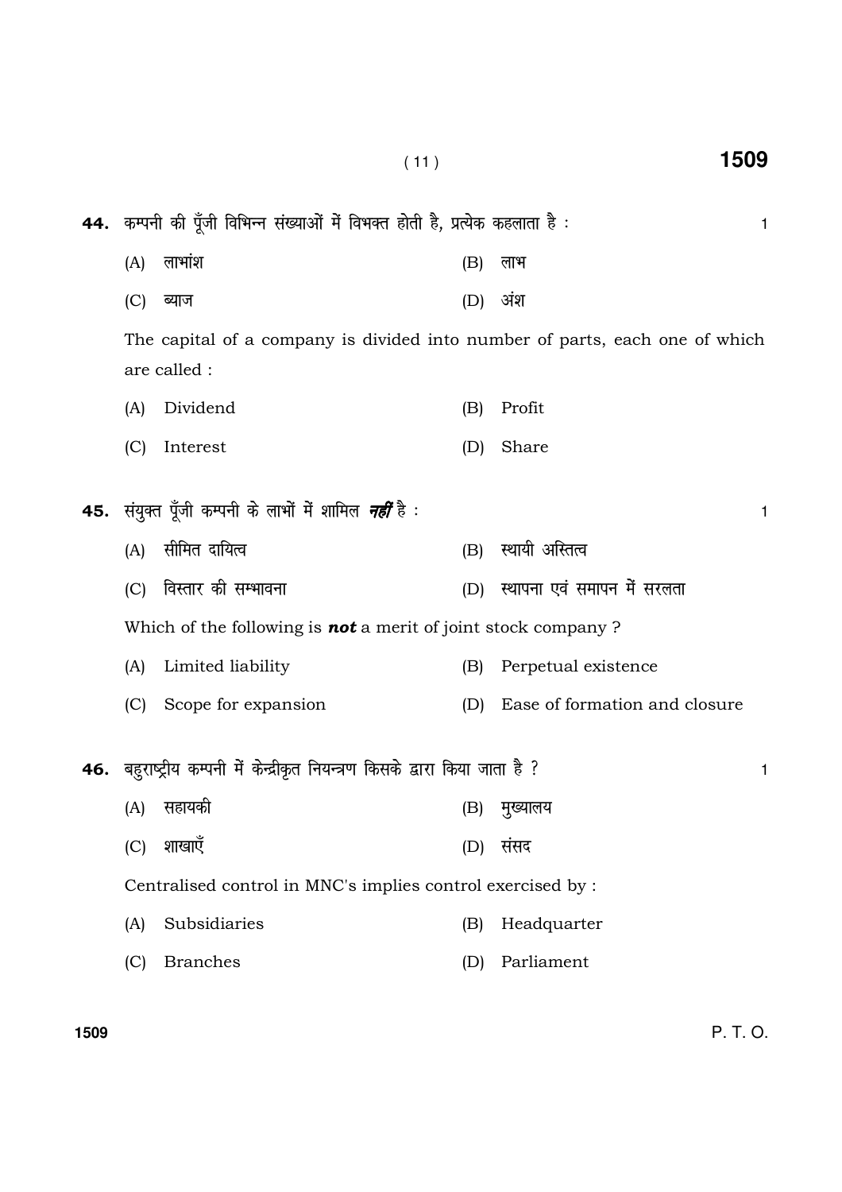**44.** कम्पनी की पूँजी विभिन्न संख्याओं में विभक्त होती है, प्रत्येक कहलाता है : 1

(A) लाभांश (B) लाभ

(C) ब्याज (D) अंश

The capital of a company is divided into number of parts, each one of which are called :

(A) Dividend (B) Profit

(C) Interest (D) Share

**45.** संयुक्त पूँजी कम्पनी के लाभों में शामिल ***नहीं*** है : 1

(A) सीमित दायित्व (B) स्थायी अस्तित्व

(C) विस्तार की सम्भावना (D) स्थापना एवं समापन में सरलता

Which of the following is ***not*** a merit of joint stock company ?

(A) Limited liability (B) Perpetual existence

(C) Scope for expansion (D) Ease of formation and closure

**46.** बहुराष्ट्रीय कम्पनी में केन्द्रीकृत नियन्त्रण किसके द्वारा किया जाता है ? 1

(A) सहायकी (B) मुख्यालय

(C) शाखाएँ (D) संसद

Centralised control in MNC's implies control exercised by :

(A) Subsidiaries (B) Headquarter

(C) Branches (D) Parliament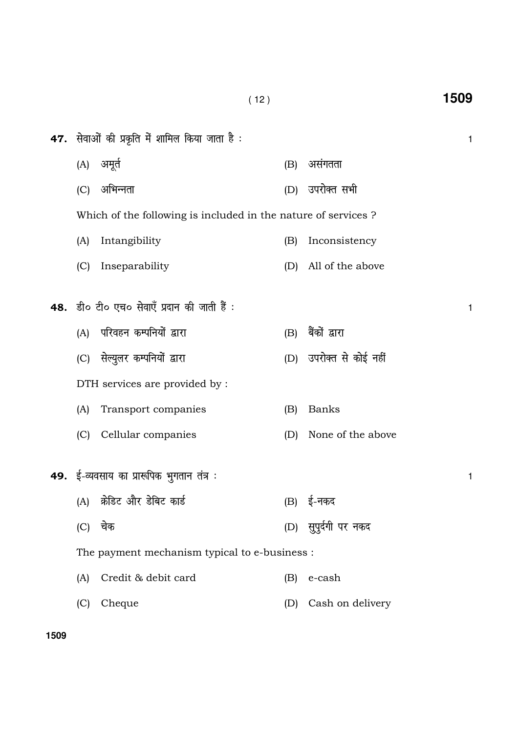**47.** सेवाओं की प्रकृति में शामिल किया जाता है : 1

(A) अमूर्त (B) असंगतता

(C) अभिन्नता (D) उपरोक्त सभी

Which of the following is included in the nature of services ?

(A) Intangibility (B) Inconsistency

(C) Inseparability (D) All of the above

**48.** डी० टी० एच० सेवाएँ प्रदान की जाती हैं : 1

(A) परिवहन कम्पनियों द्वारा (B) बैंकों द्वारा

(C) सेल्युलर कम्पनियों द्वारा (D) उपरोक्त से कोई नहीं

DTH services are provided by :

(A) Transport companies (B) Banks

(C) Cellular companies (D) None of the above

**49.** ई-व्यवसाय का प्रारूपिक भुगतान तंत्र : 1

(A) क्रेडिट और डेबिट कार्ड (B) ई-नकद

(C) चेक (D) सुपुर्दगी पर नकद

The payment mechanism typical to e-business :

(A) Credit & debit card (B) e-cash

(C) Cheque (D) Cash on delivery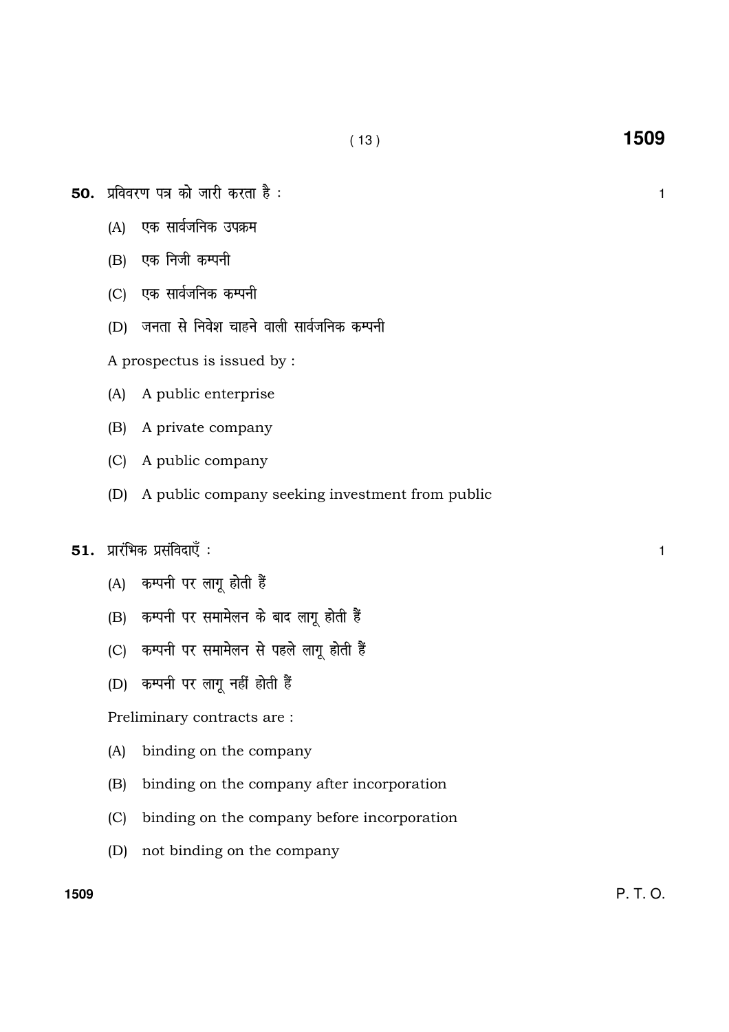**50.** प्रविवरण पत्र को जारी करता है : 1

(A) एक सार्वजनिक उपक्रम

(B) एक निजी कम्पनी

(C) एक सार्वजनिक कम्पनी

(D) जनता से निवेश चाहने वाली सार्वजनिक कम्पनी

A prospectus is issued by :

(A) A public enterprise

(B) A private company

(C) A public company

(D) A public company seeking investment from public

**51.** प्रारंभिक प्रसंविदाएँ : 1

(A) कम्पनी पर लागू होती हैं

(B) कम्पनी पर समामेलन के बाद लागू होती हैं

(C) कम्पनी पर समामेलन से पहले लागू होती हैं

(D) कम्पनी पर लागू नहीं होती हैं

Preliminary contracts are :

(A) binding on the company

(B) binding on the company after incorporation

(C) binding on the company before incorporation

(D) not binding on the company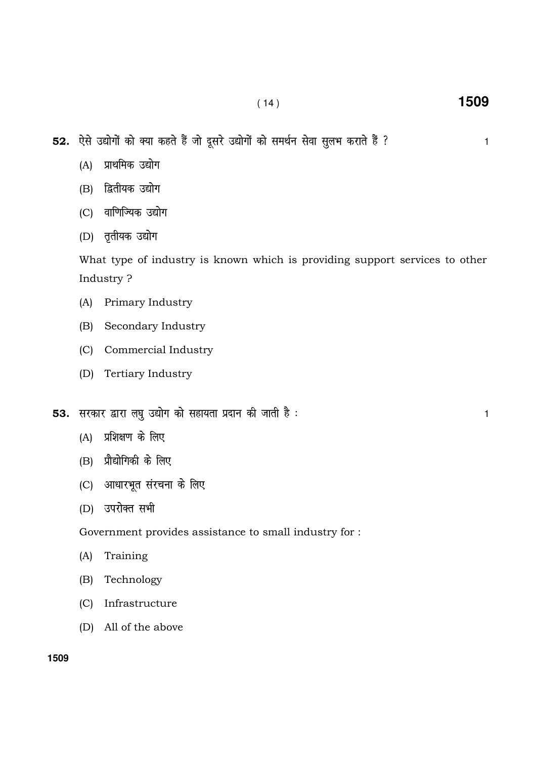**52.** ऐसे उद्योगों को क्या कहते हैं जो दूसरे उद्योगों को समर्थन सेवा सुलभ कराते हैं ? 1

(A) प्राथमिक उद्योग

(B) द्वितीयक उद्योग

(C) वाणिज्यिक उद्योग

(D) तृतीयक उद्योग

What type of industry is known which is providing support services to other Industry ?

(A) Primary Industry

(B) Secondary Industry

(C) Commercial Industry

(D) Tertiary Industry

**53.** सरकार द्वारा लघु उद्योग को सहायता प्रदान की जाती है : 1

(A) प्रशिक्षण के लिए

(B) प्रौद्योगिकी के लिए

(C) आधारभूत संरचना के लिए

(D) उपरोक्त सभी

Government provides assistance to small industry for :

(A) Training

(B) Technology

(C) Infrastructure

(D) All of the above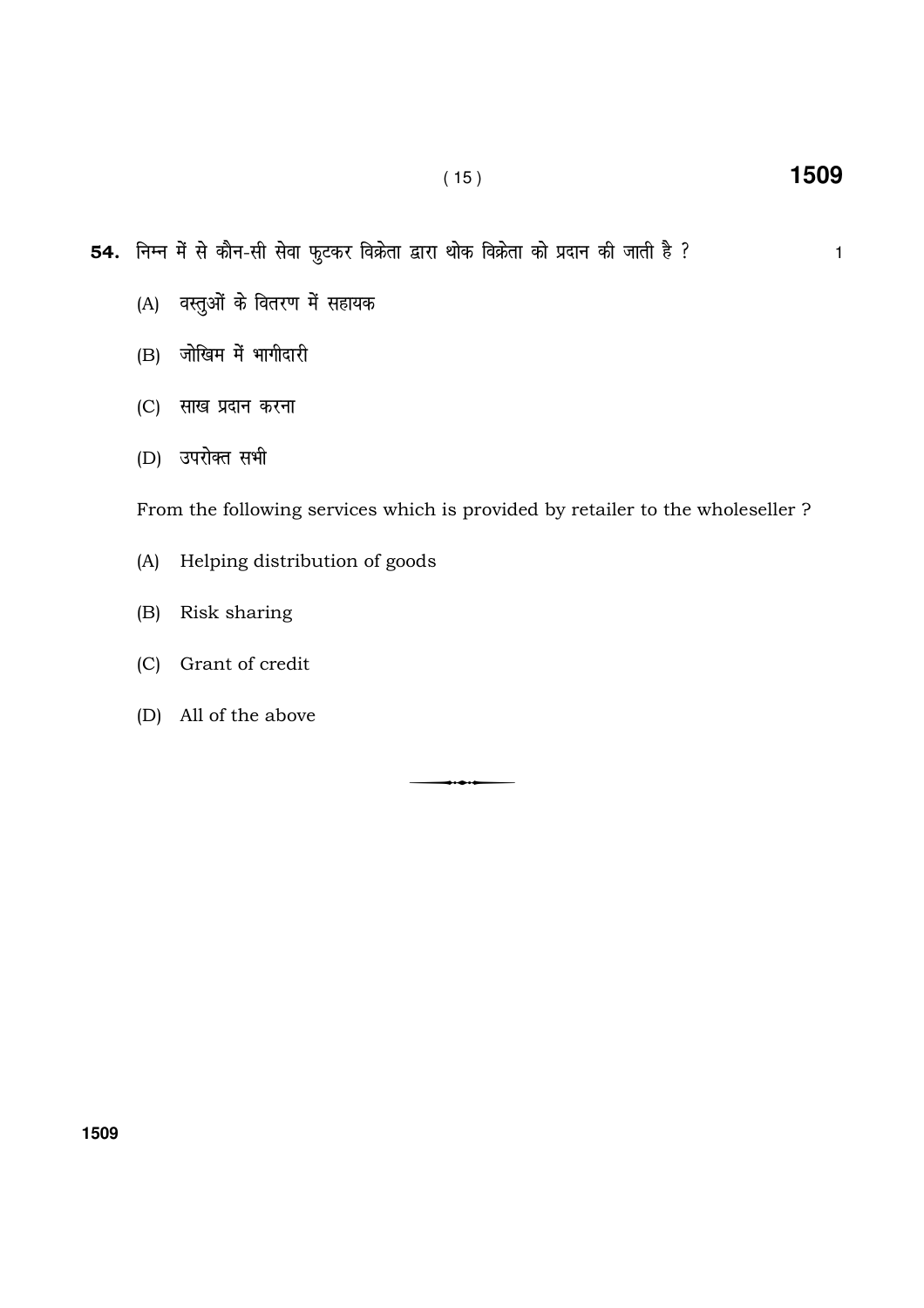**54.** निम्न में से कौन-सी सेवा फुटकर विक्रेता द्वारा थोक विक्रेता को प्रदान की जाती है ? 1

(A) वस्तुओं के वितरण में सहायक

(B) जोखिम में भागीदारी

(C) साख प्रदान करना

(D) उपरोक्त सभी

From the following services which is provided by retailer to the wholeseller ?

(A) Helping distribution of goods

(B) Risk sharing

(C) Grant of credit

(D) All of the above